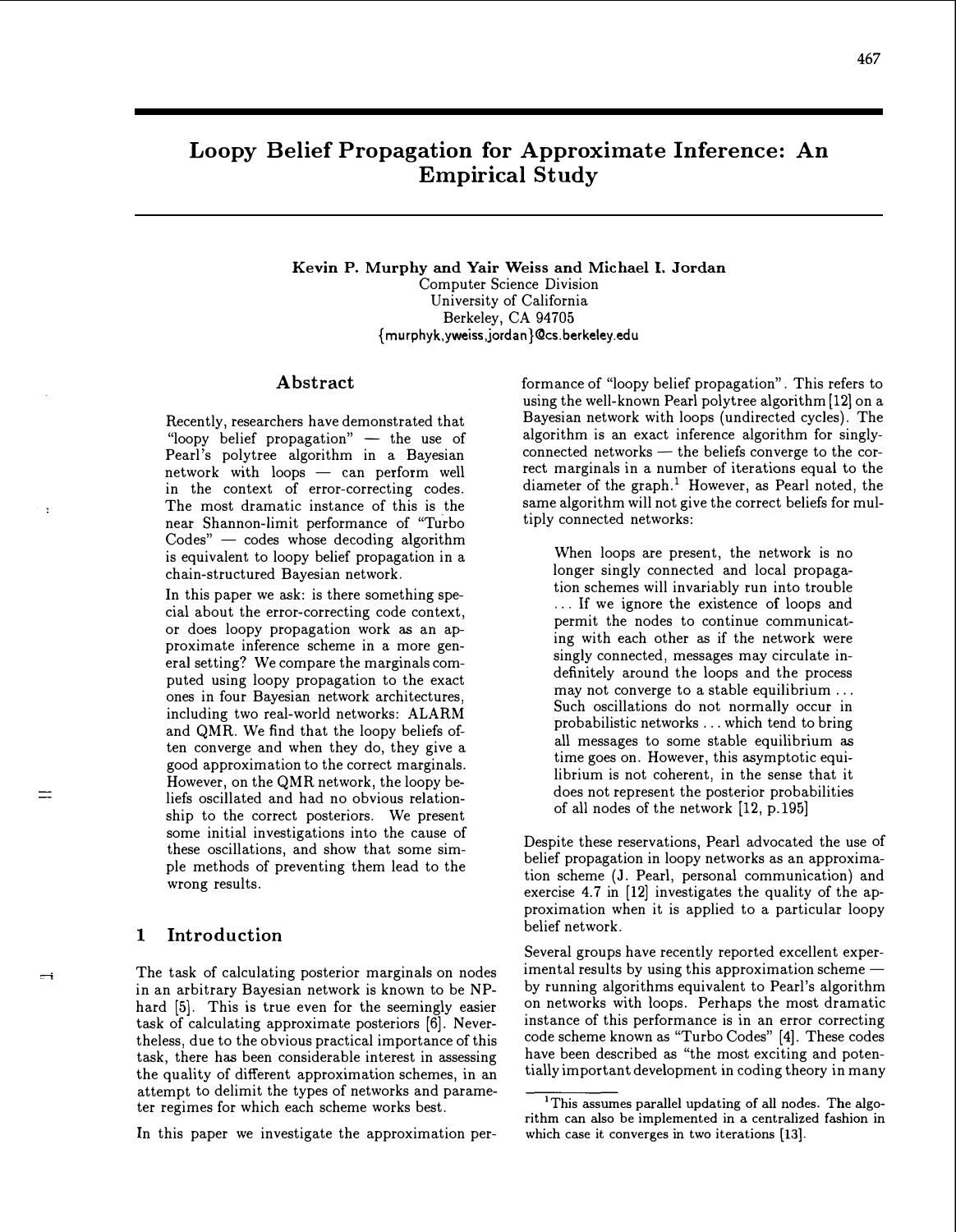# Loopy Belief Propagation for Approximate Inference: An Empirical Study

**Kevin P. Murphy and Yair Weiss and Michael I. Jordan**
Computer Science Division
University of California
Berkeley, CA 94705
{murphyk,yweiss,jordan}@cs.berkeley.edu

## Abstract

Recently, researchers have demonstrated that "loopy belief propagation" — the use of Pearl's polytree algorithm in a Bayesian network with loops — can perform well in the context of error-correcting codes. The most dramatic instance of this is the near Shannon-limit performance of "Turbo Codes" — codes whose decoding algorithm is equivalent to loopy belief propagation in a chain-structured Bayesian network.

In this paper we ask: is there something special about the error-correcting code context, or does loopy propagation work as an approximate inference scheme in a more general setting? We compare the marginals computed using loopy propagation to the exact ones in four Bayesian network architectures, including two real-world networks: ALARM and QMR. We find that the loopy beliefs often converge and when they do, they give a good approximation to the correct marginals. However, on the QMR network, the loopy beliefs oscillated and had no obvious relationship to the correct posteriors. We present some initial investigations into the cause of these oscillations, and show that some simple methods of preventing them lead to the wrong results.

## 1 Introduction

The task of calculating posterior marginals on nodes in an arbitrary Bayesian network is known to be NP-hard [5]. This is true even for the seemingly easier task of calculating approximate posteriors [6]. Nevertheless, due to the obvious practical importance of this task, there has been considerable interest in assessing the quality of different approximation schemes, in an attempt to delimit the types of networks and parameter regimes for which each scheme works best.

In this paper we investigate the approximation performance of "loopy belief propagation". This refers to using the well-known Pearl polytree algorithm [12] on a Bayesian network with loops (undirected cycles). The algorithm is an exact inference algorithm for singly-connected networks — the beliefs converge to the correct marginals in a number of iterations equal to the diameter of the graph.[1] However, as Pearl noted, the same algorithm will not give the correct beliefs for multiply connected networks:

> When loops are present, the network is no longer singly connected and local propagation schemes will invariably run into trouble ... If we ignore the existence of loops and permit the nodes to continue communicating with each other as if the network were singly connected, messages may circulate indefinitely around the loops and the process may not converge to a stable equilibrium ... Such oscillations do not normally occur in probabilistic networks ... which tend to bring all messages to some stable equilibrium as time goes on. However, this asymptotic equilibrium is not coherent, in the sense that it does not represent the posterior probabilities of all nodes of the network [12, p.195]

Despite these reservations, Pearl advocated the use of belief propagation in loopy networks as an approximation scheme (J. Pearl, personal communication) and exercise 4.7 in [12] investigates the quality of the approximation when it is applied to a particular loopy belief network.

Several groups have recently reported excellent experimental results by using this approximation scheme — by running algorithms equivalent to Pearl's algorithm on networks with loops. Perhaps the most dramatic instance of this performance is in an error correcting code scheme known as "Turbo Codes" [4]. These codes have been described as "the most exciting and potentially important development in coding theory in many

[1] This assumes parallel updating of all nodes. The algorithm can also be implemented in a centralized fashion in which case it converges in two iterations [13].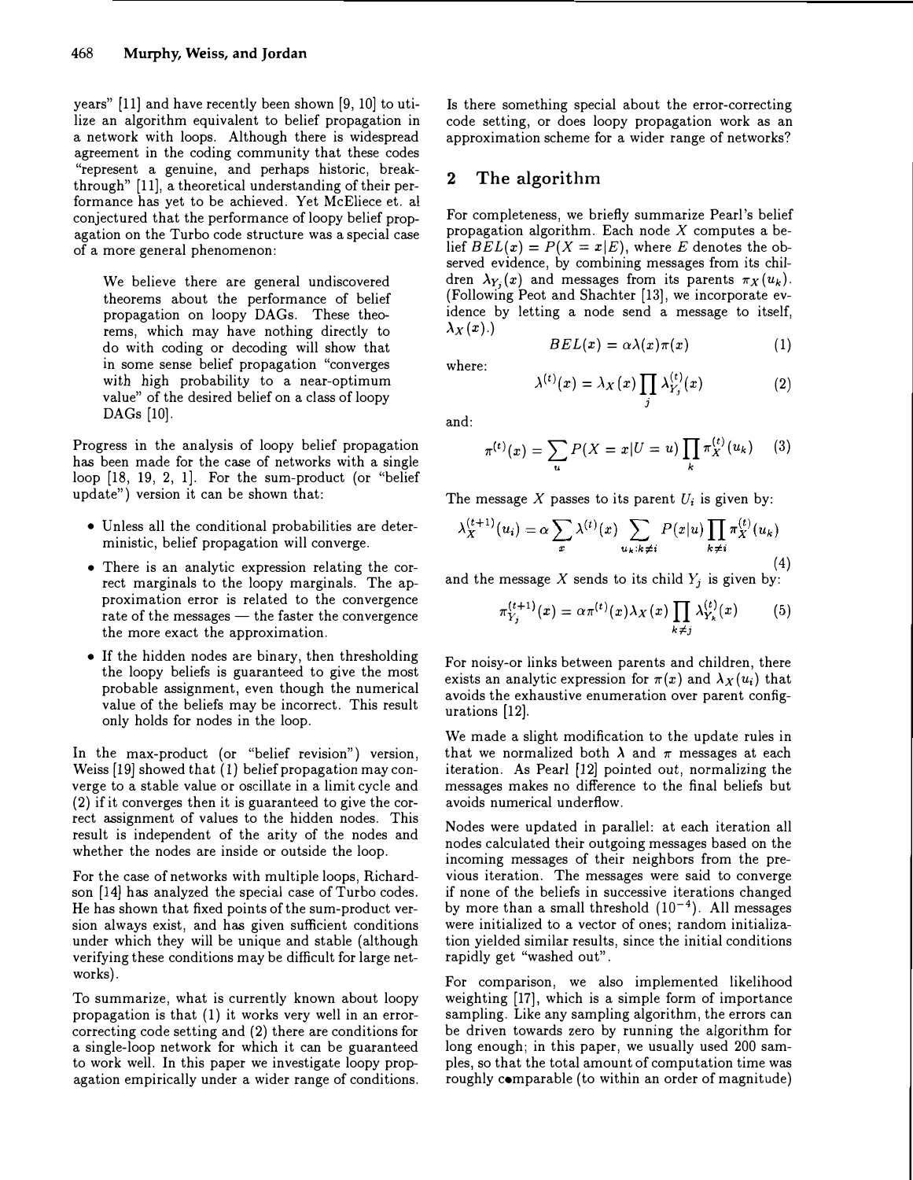years" [11] and have recently been shown [9, 10] to utilize an algorithm equivalent to belief propagation in a network with loops. Although there is widespread agreement in the coding community that these codes "represent a genuine, and perhaps historic, breakthrough" [11], a theoretical understanding of their performance has yet to be achieved. Yet McEliece et. al conjectured that the performance of loopy belief propagation on the Turbo code structure was a special case of a more general phenomenon:

> We believe there are general undiscovered theorems about the performance of belief propagation on loopy DAGs. These theorems, which may have nothing directly to do with coding or decoding will show that in some sense belief propagation "converges with high probability to a near-optimum value" of the desired belief on a class of loopy DAGs [10].

Progress in the analysis of loopy belief propagation has been made for the case of networks with a single loop [18, 19, 2, 1]. For the sum-product (or "belief update") version it can be shown that:

- Unless all the conditional probabilities are deterministic, belief propagation will converge.
- There is an analytic expression relating the correct marginals to the loopy marginals. The approximation error is related to the convergence rate of the messages — the faster the convergence the more exact the approximation.
- If the hidden nodes are binary, then thresholding the loopy beliefs is guaranteed to give the most probable assignment, even though the numerical value of the beliefs may be incorrect. This result only holds for nodes in the loop.

In the max-product (or "belief revision") version, Weiss [19] showed that (1) belief propagation may converge to a stable value or oscillate in a limit cycle and (2) if it converges then it is guaranteed to give the correct assignment of values to the hidden nodes. This result is independent of the arity of the nodes and whether the nodes are inside or outside the loop.

For the case of networks with multiple loops, Richardson [14] has analyzed the special case of Turbo codes. He has shown that fixed points of the sum-product version always exist, and has given sufficient conditions under which they will be unique and stable (although verifying these conditions may be difficult for large networks).

To summarize, what is currently known about loopy propagation is that (1) it works very well in an error-correcting code setting and (2) there are conditions for a single-loop network for which it can be guaranteed to work well. In this paper we investigate loopy propagation empirically under a wider range of conditions. Is there something special about the error-correcting code setting, or does loopy propagation work as an approximation scheme for a wider range of networks?

## 2 The algorithm

For completeness, we briefly summarize Pearl's belief propagation algorithm. Each node $X$ computes a belief $BEL(x) = P(X = x|E)$, where $E$ denotes the observed evidence, by combining messages from its children $\lambda_{Y_j}(x)$ and messages from its parents $\pi_X(u_k)$. (Following Peot and Shachter [13], we incorporate evidence by letting a node send a message to itself, $\lambda_X(x)$.)

$$BEL(x) = \alpha\lambda(x)\pi(x) \tag{1}$$

where:

$$\lambda^{(t)}(x) = \lambda_X(x)\prod_j \lambda_{Y_j}^{(t)}(x) \tag{2}$$

and:

$$\pi^{(t)}(x) = \sum_u P(X = x|U = u)\prod_k \pi_X^{(t)}(u_k) \tag{3}$$

The message $X$ passes to its parent $U_i$ is given by:

$$\lambda_X^{(t+1)}(u_i) = \alpha\sum_x \lambda^{(t)}(x) \sum_{u_k:k\neq i} P(x|u)\prod_{k\neq i}\pi_X^{(t)}(u_k) \tag{4}$$

and the message $X$ sends to its child $Y_j$ is given by:

$$\pi_{Y_j}^{(t+1)}(x) = \alpha\pi^{(t)}(x)\lambda_X(x)\prod_{k\neq j}\lambda_{Y_k}^{(t)}(x) \tag{5}$$

For noisy-or links between parents and children, there exists an analytic expression for $\pi(x)$ and $\lambda_X(u_i)$ that avoids the exhaustive enumeration over parent configurations [12].

We made a slight modification to the update rules in that we normalized both $\lambda$ and $\pi$ messages at each iteration. As Pearl [12] pointed out, normalizing the messages makes no difference to the final beliefs but avoids numerical underflow.

Nodes were updated in parallel: at each iteration all nodes calculated their outgoing messages based on the incoming messages of their neighbors from the previous iteration. The messages were said to converge if none of the beliefs in successive iterations changed by more than a small threshold ($10^{-4}$). All messages were initialized to a vector of ones; random initialization yielded similar results, since the initial conditions rapidly get "washed out".

For comparison, we also implemented likelihood weighting [17], which is a simple form of importance sampling. Like any sampling algorithm, the errors can be driven towards zero by running the algorithm for long enough; in this paper, we usually used 200 samples, so that the total amount of computation time was roughly comparable (to within an order of magnitude)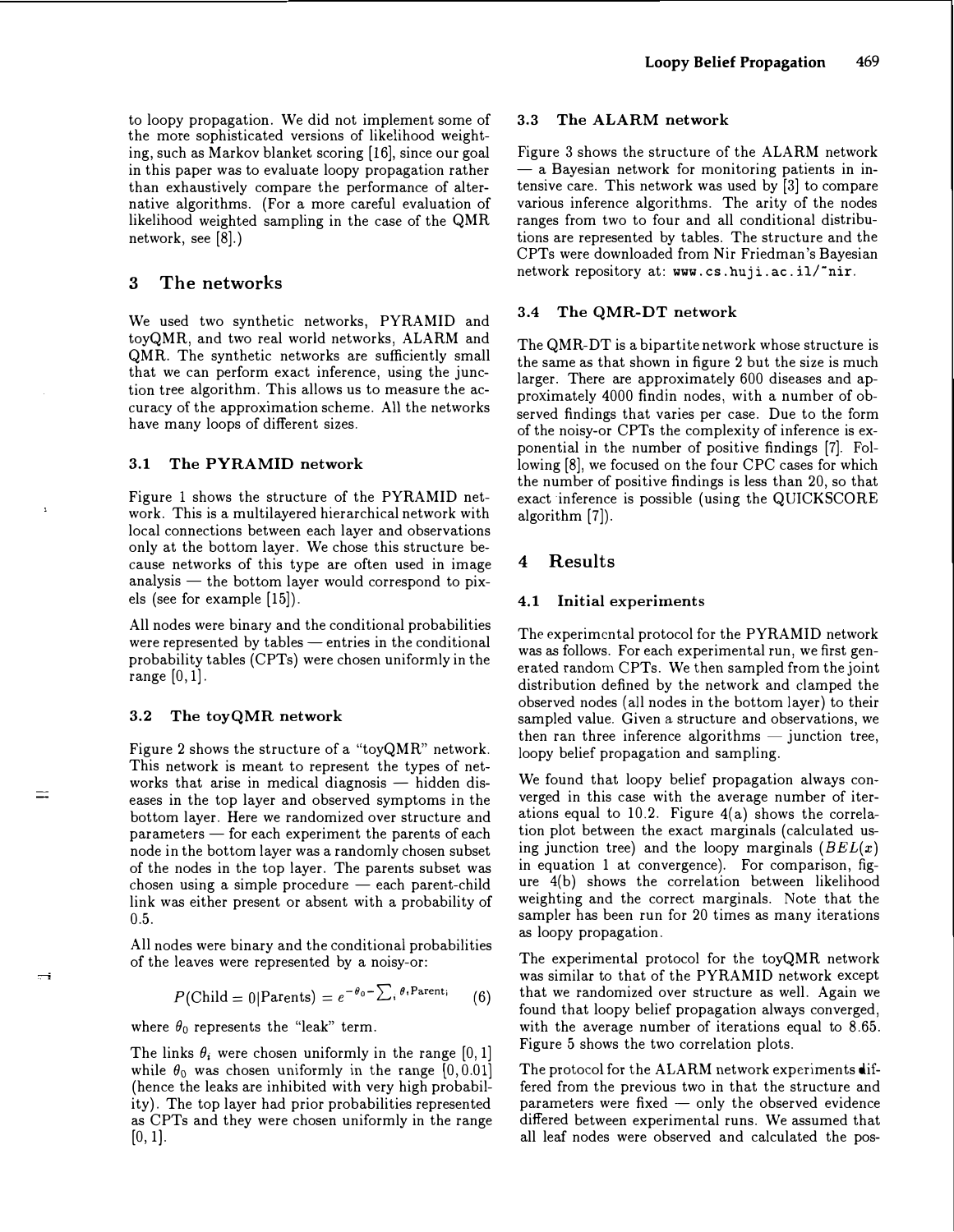to loopy propagation. We did not implement some of the more sophisticated versions of likelihood weighting, such as Markov blanket scoring [16], since our goal in this paper was to evaluate loopy propagation rather than exhaustively compare the performance of alternative algorithms. (For a more careful evaluation of likelihood weighted sampling in the case of the QMR network, see [8].)

# 3 The networks

We used two synthetic networks, PYRAMID and toyQMR, and two real world networks, ALARM and QMR. The synthetic networks are sufficiently small that we can perform exact inference, using the junction tree algorithm. This allows us to measure the accuracy of the approximation scheme. All the networks have many loops of different sizes.

## 3.1 The PYRAMID network

Figure 1 shows the structure of the PYRAMID network. This is a multilayered hierarchical network with local connections between each layer and observations only at the bottom layer. We chose this structure because networks of this type are often used in image analysis — the bottom layer would correspond to pixels (see for example [15]).

All nodes were binary and the conditional probabilities were represented by tables — entries in the conditional probability tables (CPTs) were chosen uniformly in the range $[0, 1]$.

## 3.2 The toyQMR network

Figure 2 shows the structure of a "toyQMR" network. This network is meant to represent the types of networks that arise in medical diagnosis — hidden diseases in the top layer and observed symptoms in the bottom layer. Here we randomized over structure and parameters — for each experiment the parents of each node in the bottom layer was a randomly chosen subset of the nodes in the top layer. The parents subset was chosen using a simple procedure — each parent-child link was either present or absent with a probability of 0.5.

All nodes were binary and the conditional probabilities of the leaves were represented by a noisy-or:

$$P(\text{Child} = 0|\text{Parents}) = e^{-\theta_0 - \sum_i \theta_i \text{Parent}_i} \quad (6)$$

where $\theta_0$ represents the "leak" term.

The links $\theta_i$ were chosen uniformly in the range $[0, 1]$ while $\theta_0$ was chosen uniformly in the range $[0, 0.01]$ (hence the leaks are inhibited with very high probability). The top layer had prior probabilities represented as CPTs and they were chosen uniformly in the range $[0, 1]$.

## 3.3 The ALARM network

Figure 3 shows the structure of the ALARM network — a Bayesian network for monitoring patients in intensive care. This network was used by [3] to compare various inference algorithms. The arity of the nodes ranges from two to four and all conditional distributions are represented by tables. The structure and the CPTs were downloaded from Nir Friedman's Bayesian network repository at: www.cs.huji.ac.il/~nir.

## 3.4 The QMR-DT network

The QMR-DT is a bipartite network whose structure is the same as that shown in figure 2 but the size is much larger. There are approximately 600 diseases and approximately 4000 findin nodes, with a number of observed findings that varies per case. Due to the form of the noisy-or CPTs the complexity of inference is exponential in the number of positive findings [7]. Following [8], we focused on the four CPC cases for which the number of positive findings is less than 20, so that exact inference is possible (using the QUICKSCORE algorithm [7]).

# 4 Results

## 4.1 Initial experiments

The experimental protocol for the PYRAMID network was as follows. For each experimental run, we first generated random CPTs. We then sampled from the joint distribution defined by the network and clamped the observed nodes (all nodes in the bottom layer) to their sampled value. Given a structure and observations, we then ran three inference algorithms — junction tree, loopy belief propagation and sampling.

We found that loopy belief propagation always converged in this case with the average number of iterations equal to 10.2. Figure 4(a) shows the correlation plot between the exact marginals (calculated using junction tree) and the loopy marginals ($BEL(x)$ in equation 1 at convergence). For comparison, figure 4(b) shows the correlation between likelihood weighting and the correct marginals. Note that the sampler has been run for 20 times as many iterations as loopy propagation.

The experimental protocol for the toyQMR network was similar to that of the PYRAMID network except that we randomized over structure as well. Again we found that loopy belief propagation always converged, with the average number of iterations equal to 8.65. Figure 5 shows the two correlation plots.

The protocol for the ALARM network experiments differed from the previous two in that the structure and parameters were fixed — only the observed evidence differed between experimental runs. We assumed that all leaf nodes were observed and calculated the pos-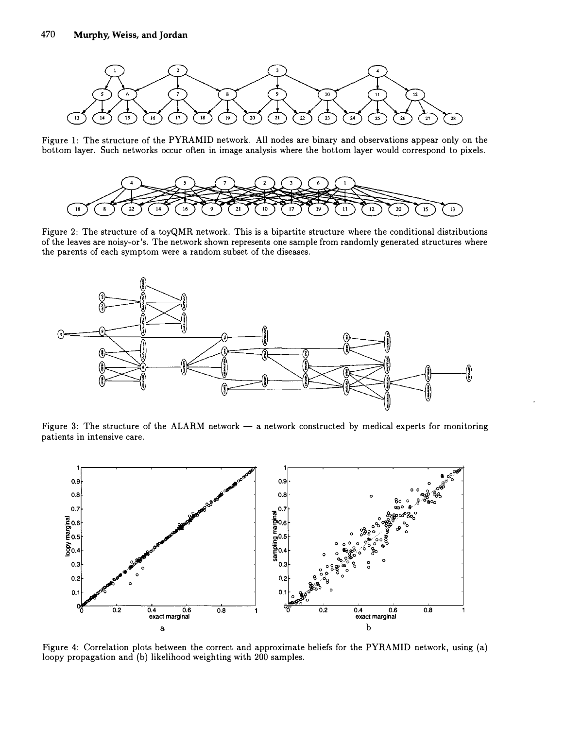Figure 1: The structure of the PYRAMID network. All nodes are binary and observations appear only on the bottom layer. Such networks occur often in image analysis where the bottom layer would correspond to pixels.

Figure 2: The structure of a toyQMR network. This is a bipartite structure where the conditional distributions of the leaves are noisy-or's. The network shown represents one sample from randomly generated structures where the parents of each symptom were a random subset of the diseases.

Figure 3: The structure of the ALARM network — a network constructed by medical experts for monitoring patients in intensive care.

Figure 4: Correlation plots between the correct and approximate beliefs for the PYRAMID network, using (a) loopy propagation and (b) likelihood weighting with 200 samples.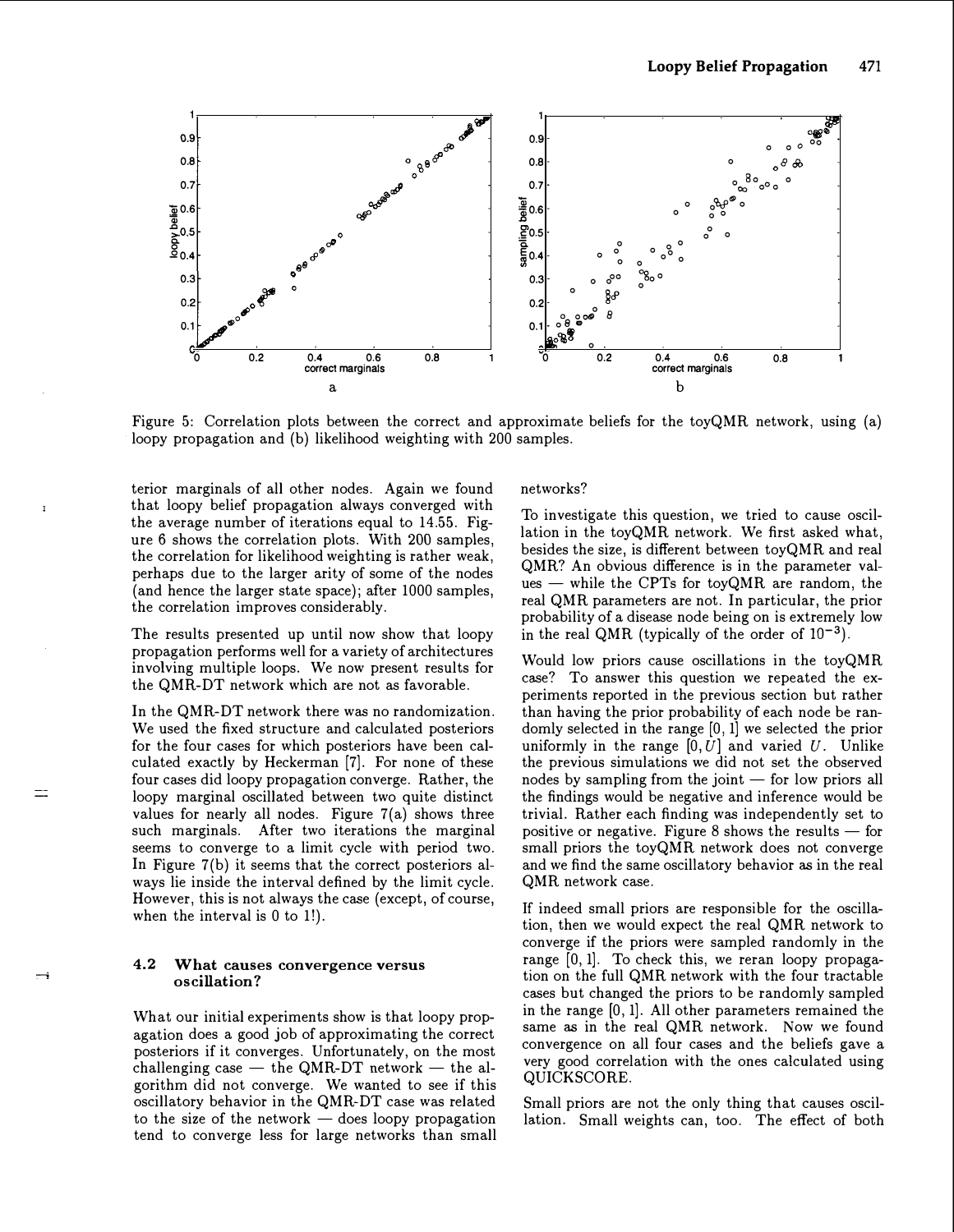Figure 5: Correlation plots between the correct and approximate beliefs for the toyQMR network, using (a) loopy propagation and (b) likelihood weighting with 200 samples.

terior marginals of all other nodes. Again we found that loopy belief propagation always converged with the average number of iterations equal to 14.55. Figure 6 shows the correlation plots. With 200 samples, the correlation for likelihood weighting is rather weak, perhaps due to the larger arity of some of the nodes (and hence the larger state space); after 1000 samples, the correlation improves considerably.

The results presented up until now show that loopy propagation performs well for a variety of architectures involving multiple loops. We now present results for the QMR-DT network which are not as favorable.

In the QMR-DT network there was no randomization. We used the fixed structure and calculated posteriors for the four cases for which posteriors have been calculated exactly by Heckerman [7]. For none of these four cases did loopy propagation converge. Rather, the loopy marginal oscillated between two quite distinct values for nearly all nodes. Figure 7(a) shows three such marginals. After two iterations the marginal seems to converge to a limit cycle with period two. In Figure 7(b) it seems that the correct posteriors always lie inside the interval defined by the limit cycle. However, this is not always the case (except, of course, when the interval is 0 to 1!).

### 4.2 What causes convergence versus oscillation?

What our initial experiments show is that loopy propagation does a good job of approximating the correct posteriors if it converges. Unfortunately, on the most challenging case — the QMR-DT network — the algorithm did not converge. We wanted to see if this oscillatory behavior in the QMR-DT case was related to the size of the network — does loopy propagation tend to converge less for large networks than small networks?

To investigate this question, we tried to cause oscillation in the toyQMR network. We first asked what, besides the size, is different between toyQMR and real QMR? An obvious difference is in the parameter values — while the CPTs for toyQMR are random, the real QMR parameters are not. In particular, the prior probability of a disease node being on is extremely low in the real QMR (typically of the order of $10^{-3}$).

Would low priors cause oscillations in the toyQMR case? To answer this question we repeated the experiments reported in the previous section but rather than having the prior probability of each node be randomly selected in the range $[0, 1]$ we selected the prior uniformly in the range $[0, U]$ and varied $U$. Unlike the previous simulations we did not set the observed nodes by sampling from the joint — for low priors all the findings would be negative and inference would be trivial. Rather each finding was independently set to positive or negative. Figure 8 shows the results — for small priors the toyQMR network does not converge and we find the same oscillatory behavior as in the real QMR network case.

If indeed small priors are responsible for the oscillation, then we would expect the real QMR network to converge if the priors were sampled randomly in the range $[0, 1]$. To check this, we reran loopy propagation on the full QMR network with the four tractable cases but changed the priors to be randomly sampled in the range $[0, 1]$. All other parameters remained the same as in the real QMR network. Now we found convergence on all four cases and the beliefs gave a very good correlation with the ones calculated using QUICKSCORE.

Small priors are not the only thing that causes oscillation. Small weights can, too. The effect of both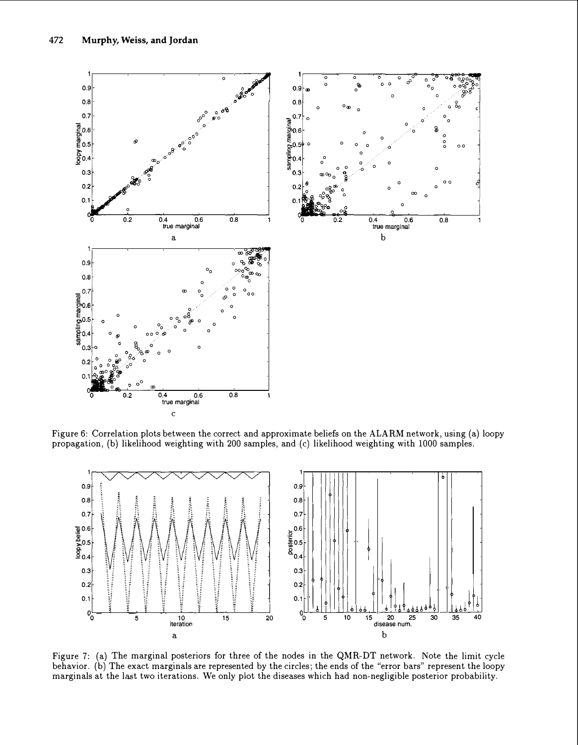Figure 6: Correlation plots between the correct and approximate beliefs on the ALARM network, using (a) loopy propagation, (b) likelihood weighting with 200 samples, and (c) likelihood weighting with 1000 samples.

Figure 7: (a) The marginal posteriors for three of the nodes in the QMR-DT network. Note the limit cycle behavior. (b) The exact marginals are represented by the circles; the ends of the "error bars" represent the loopy marginals at the last two iterations. We only plot the diseases which had non-negligible posterior probability.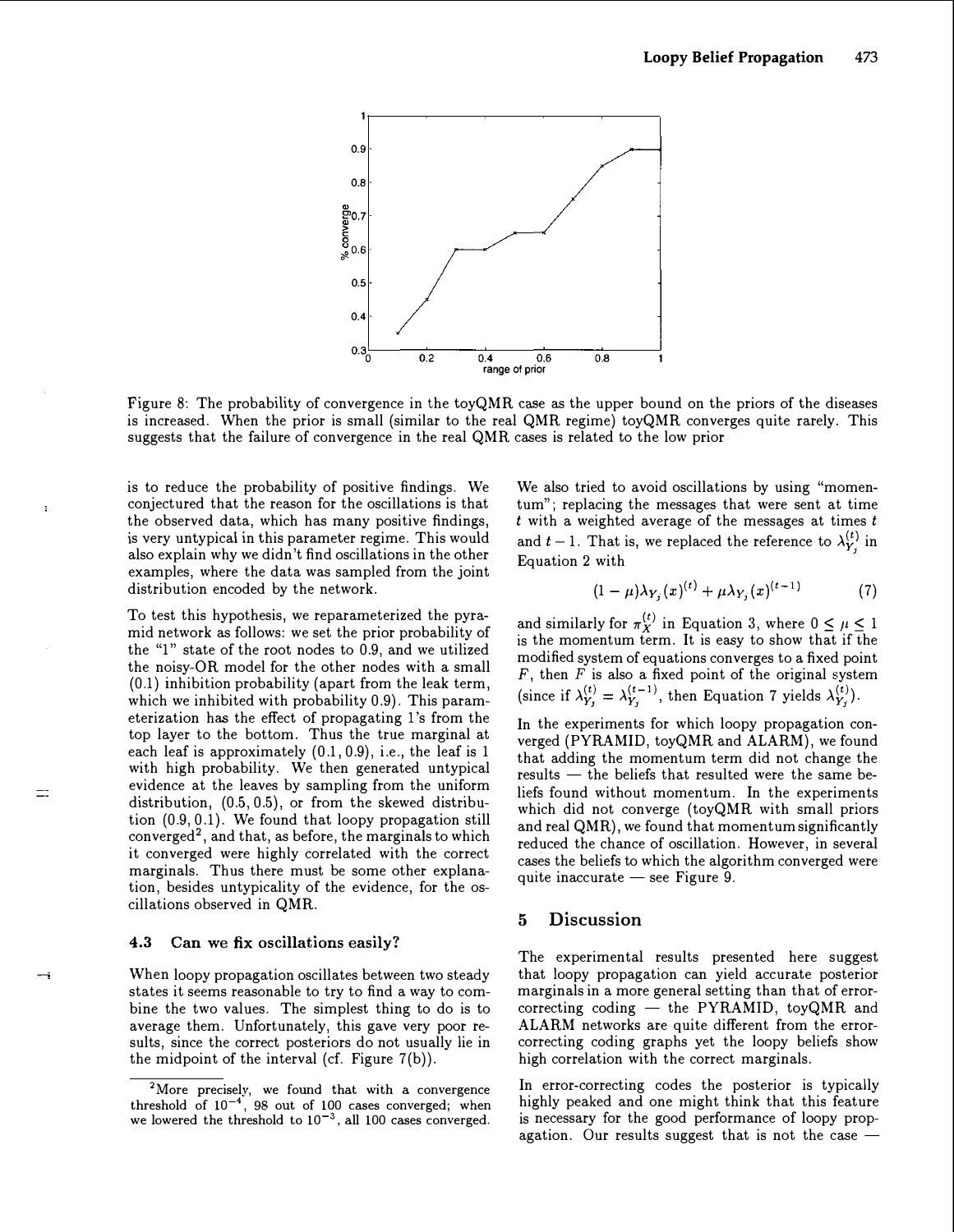Figure 8: The probability of convergence in the toyQMR case as the upper bound on the priors of the diseases is increased. When the prior is small (similar to the real QMR regime) toyQMR converges quite rarely. This suggests that the failure of convergence in the real QMR cases is related to the low prior

is to reduce the probability of positive findings. We conjectured that the reason for the oscillations is that the observed data, which has many positive findings, is very untypical in this parameter regime. This would also explain why we didn't find oscillations in the other examples, where the data was sampled from the joint distribution encoded by the network.

To test this hypothesis, we reparameterized the pyramid network as follows: we set the prior probability of the "1" state of the root nodes to 0.9, and we utilized the noisy-OR model for the other nodes with a small (0.1) inhibition probability (apart from the leak term, which we inhibited with probability 0.9). This parameterization has the effect of propagating 1's from the top layer to the bottom. Thus the true marginal at each leaf is approximately (0.1, 0.9), i.e., the leaf is 1 with high probability. We then generated untypical evidence at the leaves by sampling from the uniform distribution, (0.5, 0.5), or from the skewed distribution (0.9, 0.1). We found that loopy propagation still converged[2], and that, as before, the marginals to which it converged were highly correlated with the correct marginals. Thus there must be some other explanation, besides untypicality of the evidence, for the oscillations observed in QMR.

### 4.3 Can we fix oscillations easily?

When loopy propagation oscillates between two steady states it seems reasonable to try to find a way to combine the two values. The simplest thing to do is to average them. Unfortunately, this gave very poor results, since the correct posteriors do not usually lie in the midpoint of the interval (cf. Figure 7(b)).

We also tried to avoid oscillations by using "momentum"; replacing the messages that were sent at time $t$ with a weighted average of the messages at times $t$ and $t-1$. That is, we replaced the reference to $\lambda_{Y_j}^{(t)}$ in Equation 2 with

$$(1-\mu)\lambda_{Y_j}(x)^{(t)} + \mu\lambda_{Y_j}(x)^{(t-1)} \qquad (7)$$

and similarly for $\pi_X^{(t)}$ in Equation 3, where $0 \leq \mu \leq 1$ is the momentum term. It is easy to show that if the modified system of equations converges to a fixed point $F$, then $F$ is also a fixed point of the original system (since if $\lambda_{Y_j}^{(t)} = \lambda_{Y_j}^{(t-1)}$, then Equation 7 yields $\lambda_{Y_j}^{(t)}$).

In the experiments for which loopy propagation converged (PYRAMID, toyQMR and ALARM), we found that adding the momentum term did not change the results — the beliefs that resulted were the same beliefs found without momentum. In the experiments which did not converge (toyQMR with small priors and real QMR), we found that momentum significantly reduced the chance of oscillation. However, in several cases the beliefs to which the algorithm converged were quite inaccurate — see Figure 9.

## 5 Discussion

The experimental results presented here suggest that loopy propagation can yield accurate posterior marginals in a more general setting than that of error-correcting coding — the PYRAMID, toyQMR and ALARM networks are quite different from the error-correcting coding graphs yet the loopy beliefs show high correlation with the correct marginals.

In error-correcting codes the posterior is typically highly peaked and one might think that this feature is necessary for the good performance of loopy propagation. Our results suggest that is not the case —

[2] More precisely, we found that with a convergence threshold of $10^{-4}$, 98 out of 100 cases converged; when we lowered the threshold to $10^{-3}$, all 100 cases converged.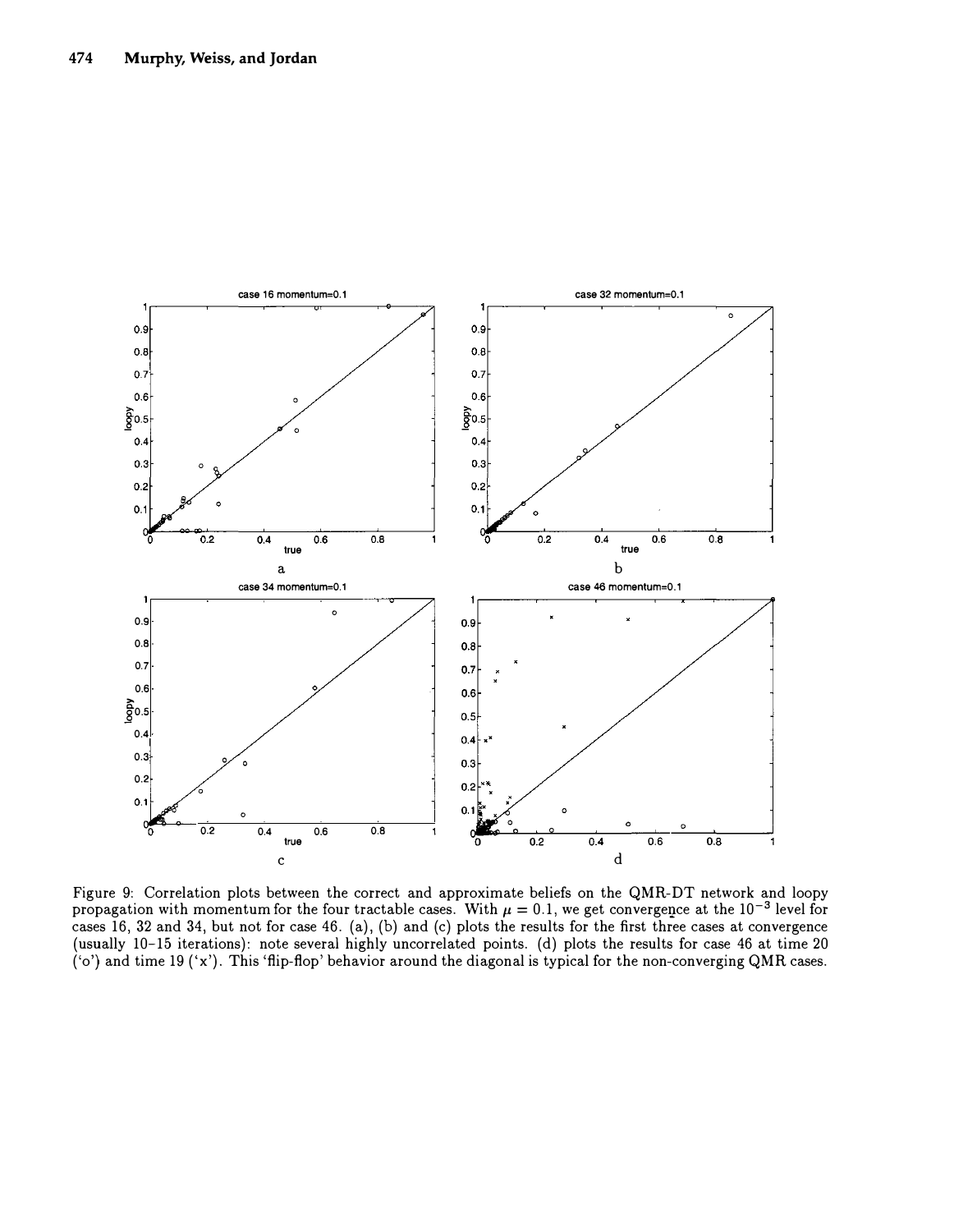Figure 9: Correlation plots between the correct and approximate beliefs on the QMR-DT network and loopy propagation with momentum for the four tractable cases. With $\mu = 0.1$, we get convergence at the $10^{-3}$ level for cases 16, 32 and 34, but not for case 46. (a), (b) and (c) plots the results for the first three cases at convergence (usually 10–15 iterations): note several highly uncorrelated points. (d) plots the results for case 46 at time 20 ('o') and time 19 ('x'). This 'flip-flop' behavior around the diagonal is typical for the non-converging QMR cases.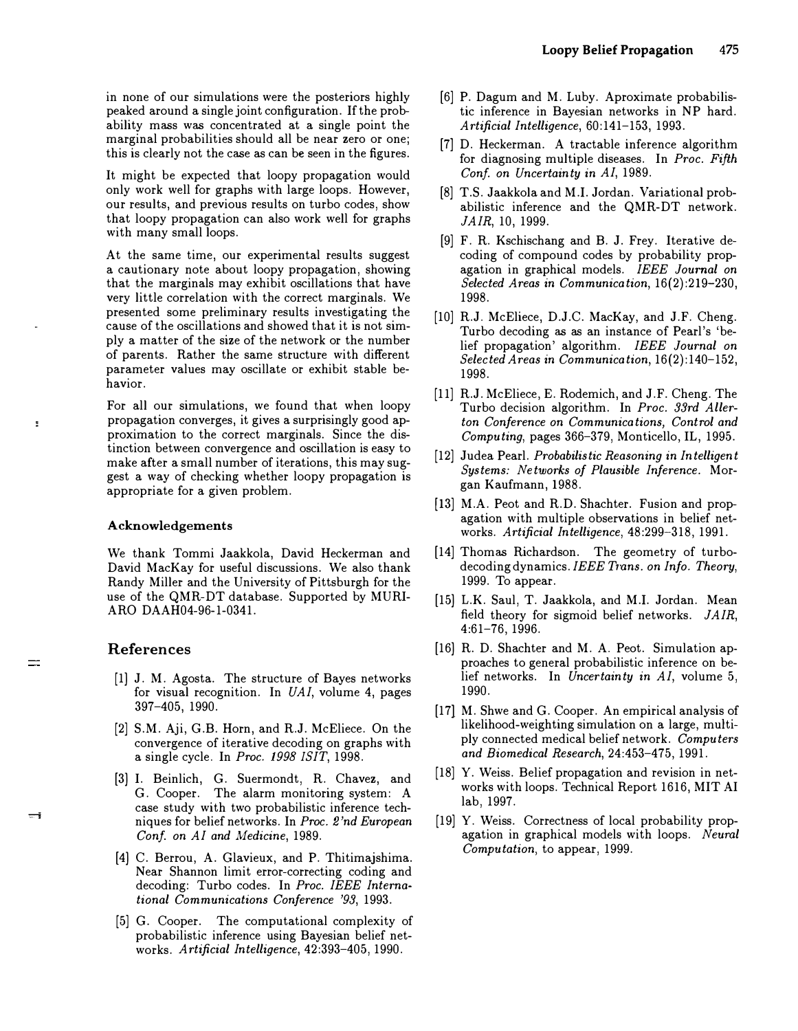in none of our simulations were the posteriors highly peaked around a single joint configuration. If the probability mass was concentrated at a single point the marginal probabilities should all be near zero or one; this is clearly not the case as can be seen in the figures.

It might be expected that loopy propagation would only work well for graphs with large loops. However, our results, and previous results on turbo codes, show that loopy propagation can also work well for graphs with many small loops.

At the same time, our experimental results suggest a cautionary note about loopy propagation, showing that the marginals may exhibit oscillations that have very little correlation with the correct marginals. We presented some preliminary results investigating the cause of the oscillations and showed that it is not simply a matter of the size of the network or the number of parents. Rather the same structure with different parameter values may oscillate or exhibit stable behavior.

For all our simulations, we found that when loopy propagation converges, it gives a surprisingly good approximation to the correct marginals. Since the distinction between convergence and oscillation is easy to make after a small number of iterations, this may suggest a way of checking whether loopy propagation is appropriate for a given problem.

### Acknowledgements

We thank Tommi Jaakkola, David Heckerman and David MacKay for useful discussions. We also thank Randy Miller and the University of Pittsburgh for the use of the QMR-DT database. Supported by MURI-ARO DAAH04-96-1-0341.

## References

[1] J. M. Agosta. The structure of Bayes networks for visual recognition. In *UAI*, volume 4, pages 397–405, 1990.

[2] S.M. Aji, G.B. Horn, and R.J. McEliece. On the convergence of iterative decoding on graphs with a single cycle. In *Proc. 1998 ISIT*, 1998.

[3] I. Beinlich, G. Suermondt, R. Chavez, and G. Cooper. The alarm monitoring system: A case study with two probabilistic inference techniques for belief networks. In *Proc. 2'nd European Conf. on AI and Medicine*, 1989.

[4] C. Berrou, A. Glavieux, and P. Thitimajshima. Near Shannon limit error-correcting coding and decoding: Turbo codes. In *Proc. IEEE International Communications Conference '93*, 1993.

[5] G. Cooper. The computational complexity of probabilistic inference using Bayesian belief networks. *Artificial Intelligence*, 42:393–405, 1990.

[6] P. Dagum and M. Luby. Aproximate probabilistic inference in Bayesian networks in NP hard. *Artificial Intelligence*, 60:141–153, 1993.

[7] D. Heckerman. A tractable inference algorithm for diagnosing multiple diseases. In *Proc. Fifth Conf. on Uncertainty in AI*, 1989.

[8] T.S. Jaakkola and M.I. Jordan. Variational probabilistic inference and the QMR-DT network. *JAIR*, 10, 1999.

[9] F. R. Kschischang and B. J. Frey. Iterative decoding of compound codes by probability propagation in graphical models. *IEEE Journal on Selected Areas in Communication*, 16(2):219–230, 1998.

[10] R.J. McEliece, D.J.C. MacKay, and J.F. Cheng. Turbo decoding as as an instance of Pearl's 'belief propagation' algorithm. *IEEE Journal on Selected Areas in Communication*, 16(2):140–152, 1998.

[11] R.J. McEliece, E. Rodemich, and J.F. Cheng. The Turbo decision algorithm. In *Proc. 33rd Allerton Conference on Communications, Control and Computing*, pages 366–379, Monticello, IL, 1995.

[12] Judea Pearl. *Probabilistic Reasoning in Intelligent Systems: Networks of Plausible Inference.* Morgan Kaufmann, 1988.

[13] M.A. Peot and R.D. Shachter. Fusion and propagation with multiple observations in belief networks. *Artificial Intelligence*, 48:299–318, 1991.

[14] Thomas Richardson. The geometry of turbo-decoding dynamics. *IEEE Trans. on Info. Theory*, 1999. To appear.

[15] L.K. Saul, T. Jaakkola, and M.I. Jordan. Mean field theory for sigmoid belief networks. *JAIR*, 4:61–76, 1996.

[16] R. D. Shachter and M. A. Peot. Simulation approaches to general probabilistic inference on belief networks. In *Uncertainty in AI*, volume 5, 1990.

[17] M. Shwe and G. Cooper. An empirical analysis of likelihood-weighting simulation on a large, multiply connected medical belief network. *Computers and Biomedical Research*, 24:453–475, 1991.

[18] Y. Weiss. Belief propagation and revision in networks with loops. Technical Report 1616, MIT AI lab, 1997.

[19] Y. Weiss. Correctness of local probability propagation in graphical models with loops. *Neural Computation*, to appear, 1999.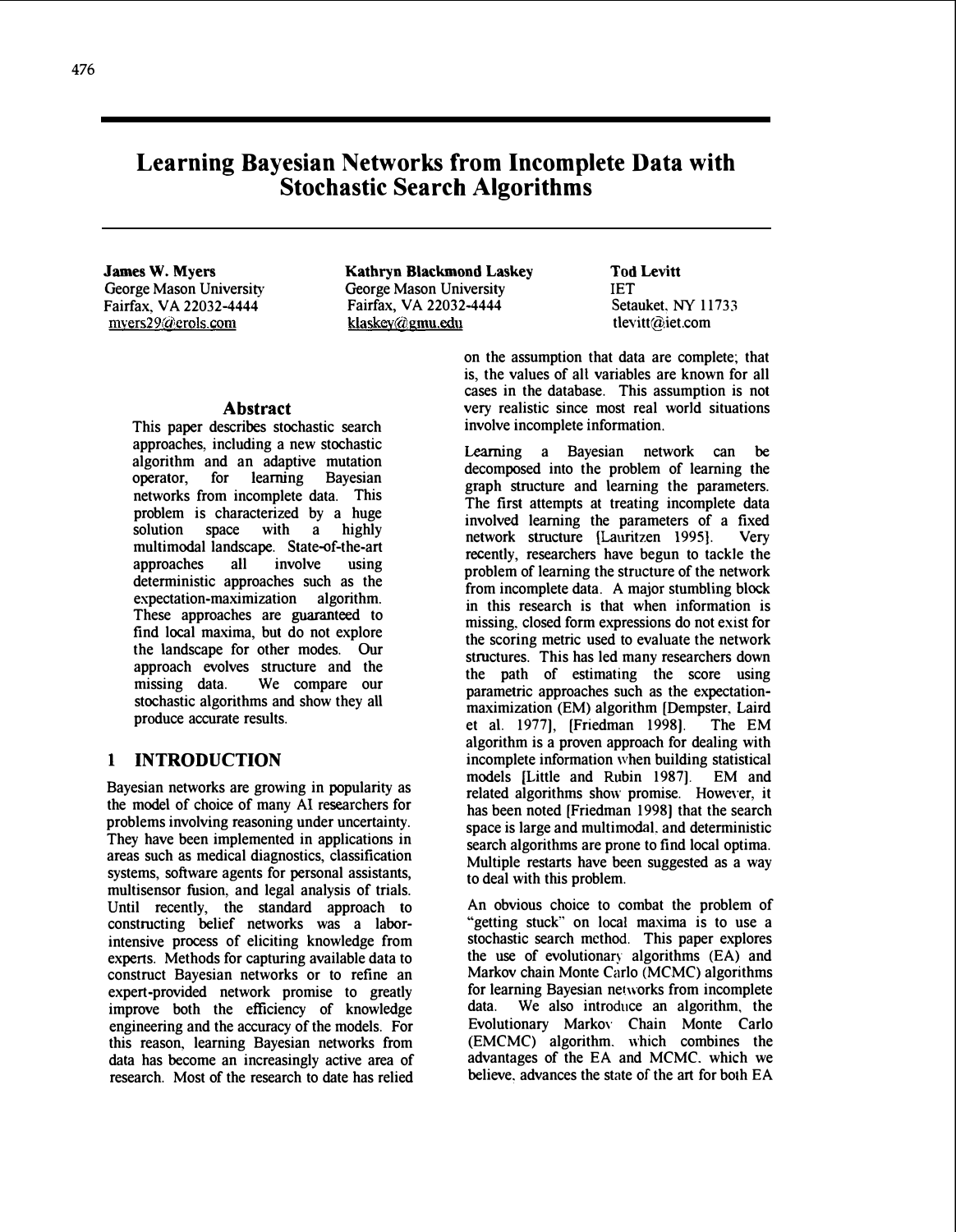# Learning Bayesian Networks from Incomplete Data with Stochastic Search Algorithms

**James W. Myers**
George Mason University
Fairfax, VA 22032-4444
myers29@erols.com

**Kathryn Blackmond Laskey**
George Mason University
Fairfax, VA 22032-4444
klaskey@gmu.edu

**Tod Levitt**
IET
Setauket, NY 11733
tlevitt@iet.com

## Abstract

This paper describes stochastic search approaches, including a new stochastic algorithm and an adaptive mutation operator, for learning Bayesian networks from incomplete data. This problem is characterized by a huge solution space with a highly multimodal landscape. State-of-the-art approaches all involve using deterministic approaches such as the expectation-maximization algorithm. These approaches are guaranteed to find local maxima, but do not explore the landscape for other modes. Our approach evolves structure and the missing data. We compare our stochastic algorithms and show they all produce accurate results.

## 1 INTRODUCTION

Bayesian networks are growing in popularity as the model of choice of many AI researchers for problems involving reasoning under uncertainty. They have been implemented in applications in areas such as medical diagnostics, classification systems, software agents for personal assistants, multisensor fusion, and legal analysis of trials. Until recently, the standard approach to constructing belief networks was a labor-intensive process of eliciting knowledge from experts. Methods for capturing available data to construct Bayesian networks or to refine an expert-provided network promise to greatly improve both the efficiency of knowledge engineering and the accuracy of the models. For this reason, learning Bayesian networks from data has become an increasingly active area of research. Most of the research to date has relied on the assumption that data are complete; that is, the values of all variables are known for all cases in the database. This assumption is not very realistic since most real world situations involve incomplete information.

Learning a Bayesian network can be decomposed into the problem of learning the graph structure and learning the parameters. The first attempts at treating incomplete data involved learning the parameters of a fixed network structure [Lauritzen 1995]. Very recently, researchers have begun to tackle the problem of learning the structure of the network from incomplete data. A major stumbling block in this research is that when information is missing, closed form expressions do not exist for the scoring metric used to evaluate the network structures. This has led many researchers down the path of estimating the score using parametric approaches such as the expectation-maximization (EM) algorithm [Dempster, Laird et al. 1977], [Friedman 1998]. The EM algorithm is a proven approach for dealing with incomplete information when building statistical models [Little and Rubin 1987]. EM and related algorithms show promise. However, it has been noted [Friedman 1998] that the search space is large and multimodal, and deterministic search algorithms are prone to find local optima. Multiple restarts have been suggested as a way to deal with this problem.

An obvious choice to combat the problem of "getting stuck" on local maxima is to use a stochastic search method. This paper explores the use of evolutionary algorithms (EA) and Markov chain Monte Carlo (MCMC) algorithms for learning Bayesian networks from incomplete data. We also introduce an algorithm, the Evolutionary Markov Chain Monte Carlo (EMCMC) algorithm, which combines the advantages of the EA and MCMC, which we believe, advances the state of the art for both EA